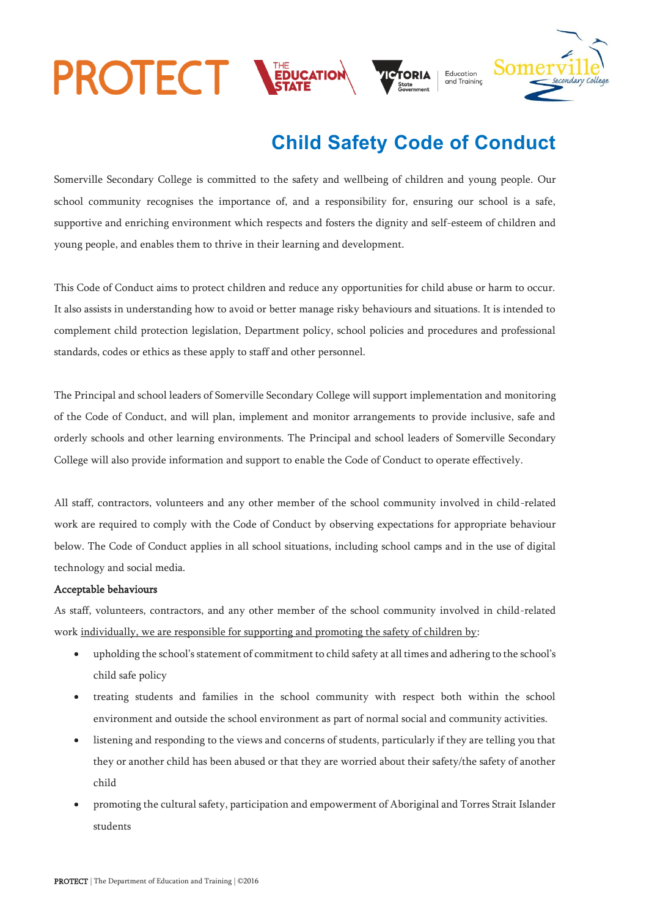# Child Safety Code of Conduct

Somerville Secondary College is committed to the safety and wellbeing of children and young people. Our school community recognises the importance of, and a responsibility for, ensuring our school is a safe, supportive and enriching environment which respects and fosters the dignity and self-esteem of children and young people, and enables them to thrive in their learning and development.

This Code of Conduct aims to protect children and reduce any opportunities for child abuse or harm to occur. It also assists in understanding how to avoid or better manage risky behaviours and situations. It is intended to complement child protection legislation, Department policy, school policies and procedures and professional standards, codes or ethics as these apply to staff and other personnel.

The Principal and school leaders of Somerville Secondary College will support implementation and monitoring of the Code of Conduct, and will plan, implement and monitor arrangements to provide inclusive, safe and orderly schools and other learning environments. The Principal and school leaders of Somerville Secondary College will also provide information and support to enable the Code of Conduct to operate effectively.

All staff, contractors, volunteers and any other member of the school community involved in child-related work are required to comply with the Code of Conduct by observing expectations for appropriate behaviour below. The Code of Conduct applies in all school situations, including school camps and in the use of digital technology and social media.

**Acceptable behaviours**

As staff, volunteers, contractors, and any other member of the school community involved in child-related work individually, we are responsible for supporting and promoting the safety of children by:

- upholding the school's statement of commitment to child safety at all times and adhering to the school's child safe policy
- treating students and families in the school community with respect both within the school environment and outside the school environment as part of normal social and community activities.
- listening and responding to the views and concerns of students, particularly if they are telling you that they or another child has been abused or that they are worried about their safety/the safety of another child
- promoting the cultural safety, participation and empowerment of Aboriginal and Torres Strait Islander students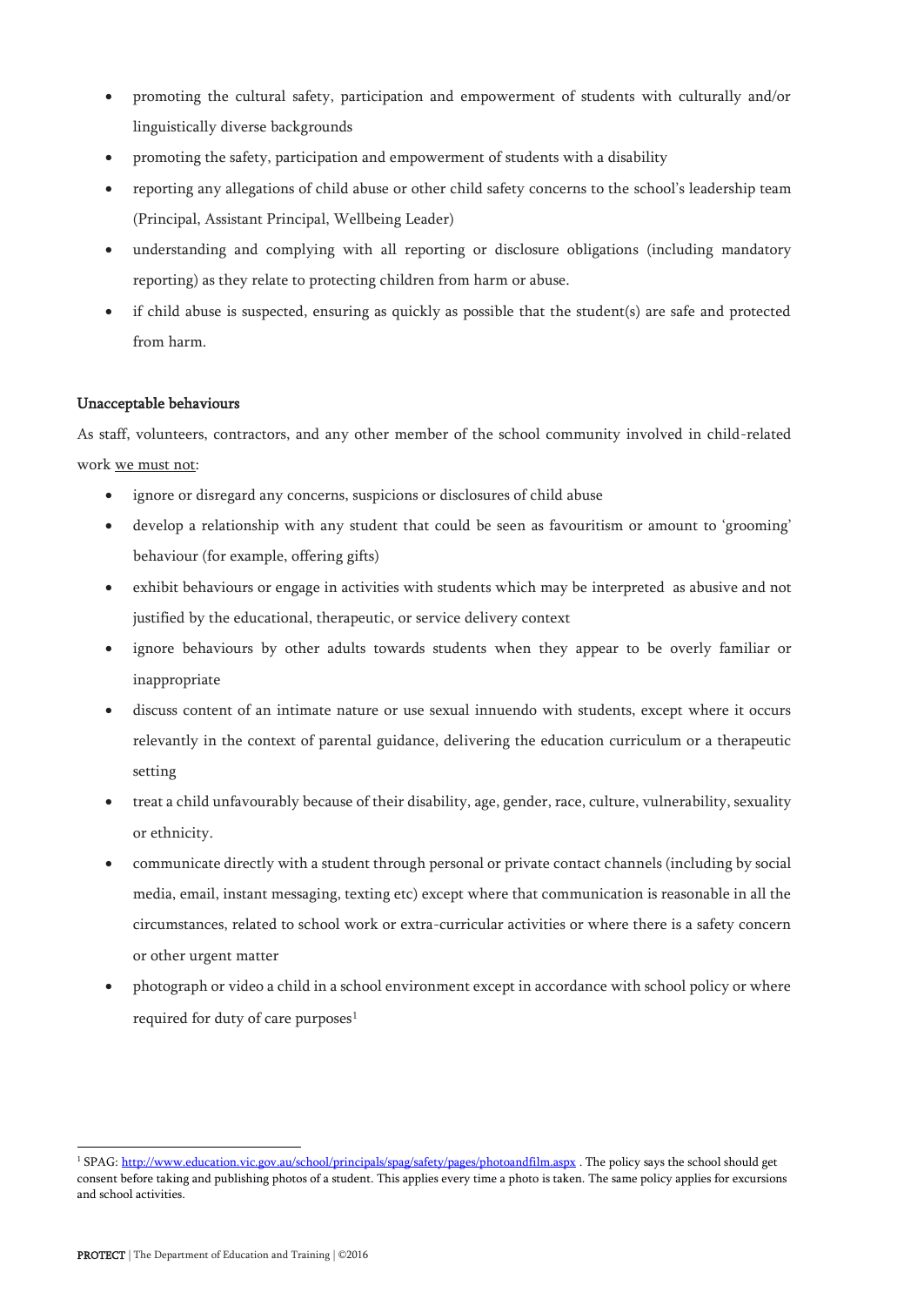- promoting the cultural safety, participation and empowerment of students with culturally and/or linguistically diverse backgrounds
- promoting the safety, participation and empowerment of students with a disability
- reporting any allegations of child abuse or other child safety concerns to the school's leadership team (Principal, Assistant Principal, Wellbeing Leader)
- understanding and complying with all reporting or disclosure obligations (including mandatory reporting) as they relate to protecting children from harm or abuse.
- if child abuse is suspected, ensuring as quickly as possible that the student(s) are safe and protected from harm.

### Unacceptable behaviours

As staff, volunteers, contractors, and any other member of the school community involved in child-related work we must not:

- ignore or disregard any concerns, suspicions or disclosures of child abuse
- develop a relationship with any student that could be seen as favouritism or amount to 'grooming' behaviour (for example, offering gifts)
- exhibit behaviours or engage in activities with students which may be interpreted as abusive and not justified by the educational, therapeutic, or service delivery context
- ignore behaviours by other adults towards students when they appear to be overly familiar or inappropriate
- discuss content of an intimate nature or use sexual innuendo with students, except where it occurs relevantly in the context of parental guidance, delivering the education curriculum or a therapeutic setting
- treat a child unfavourably because of their disability, age, gender, race, culture, vulnerability, sexuality or ethnicity.
- communicate directly with a student through personal or private contact channels (including by social media, email, instant messaging, texting etc) except where that communication is reasonable in all the circumstances, related to school work or extra-curricular activities or where there is a safety concern or other urgent matter
- photograph or video a child in a school environment except in accordance with school policy or where required for duty of care purposes[1]

[1] SPAG: http://www.education.vic.gov.au/school/principals/spag/safety/pages/photoandfilm.aspx . The policy says the school should get consent before taking and publishing photos of a student. This applies every time a photo is taken. The same policy applies for excursions and school activities.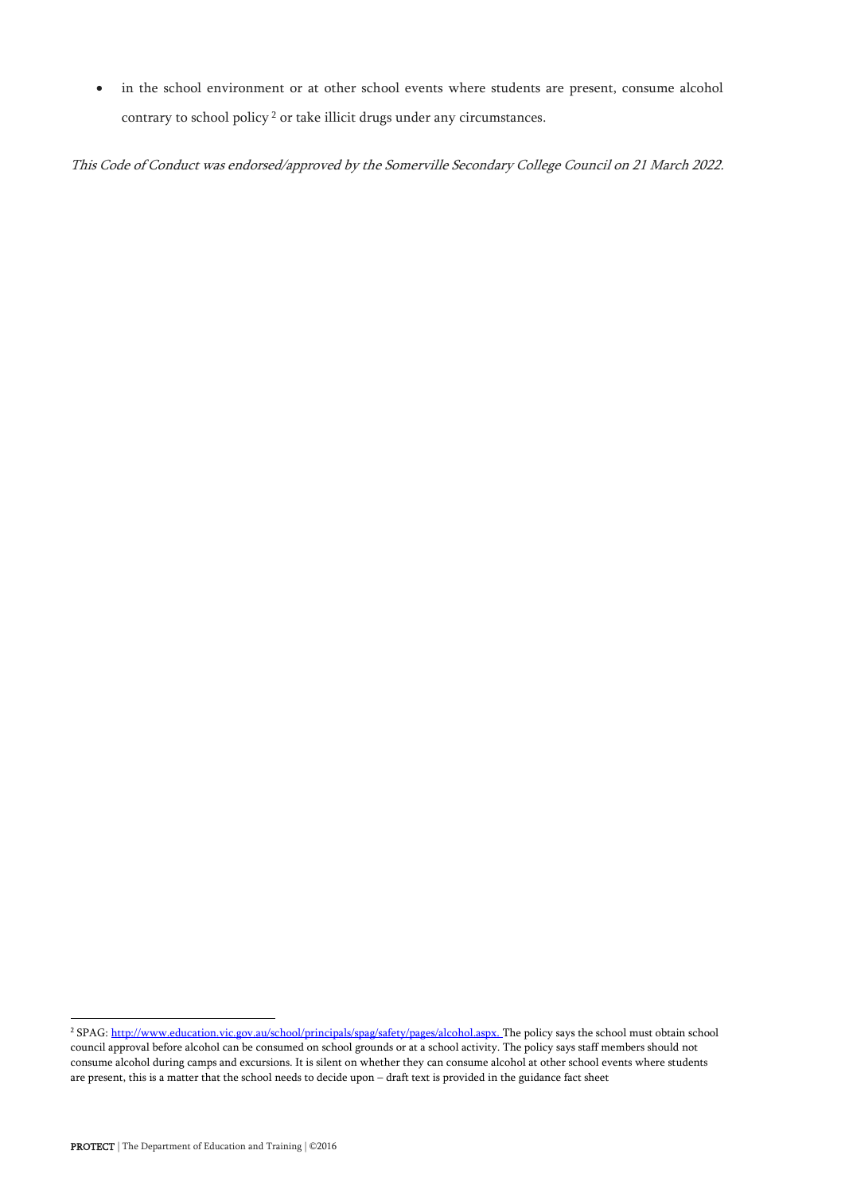- in the school environment or at other school events where students are present, consume alcohol contrary to school policy [2] or take illicit drugs under any circumstances.

*This Code of Conduct was endorsed/approved by the Somerville Secondary College Council on 21 March 2022.*

---

[2] SPAG: http://www.education.vic.gov.au/school/principals/spag/safety/pages/alcohol.aspx. The policy says the school must obtain school council approval before alcohol can be consumed on school grounds or at a school activity. The policy says staff members should not consume alcohol during camps and excursions. It is silent on whether they can consume alcohol at other school events where students are present, this is a matter that the school needs to decide upon – draft text is provided in the guidance fact sheet